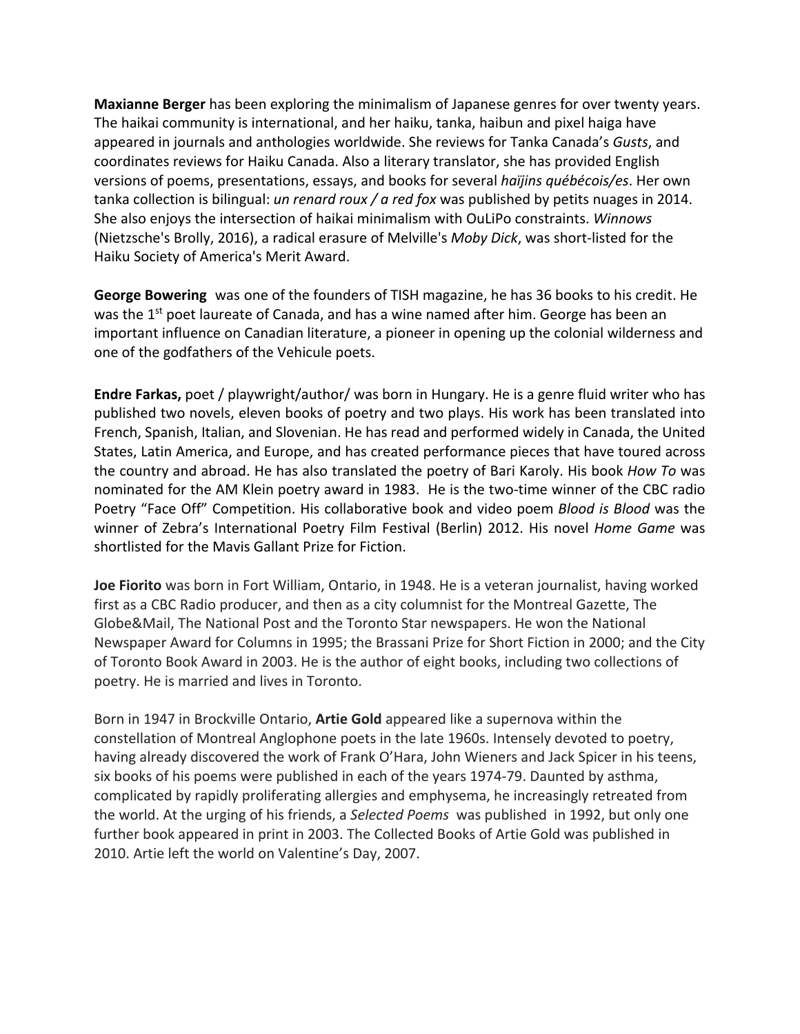**Maxianne Berger** has been exploring the minimalism of Japanese genres for over twenty years. The haikai community is international, and her haiku, tanka, haibun and pixel haiga have appeared in journals and anthologies worldwide. She reviews for Tanka Canada's *Gusts*, and coordinates reviews for Haiku Canada. Also a literary translator, she has provided English versions of poems, presentations, essays, and books for several *haïjins québécois/es*. Her own tanka collection is bilingual: *un renard roux / a red fox* was published by petits nuages in 2014. She also enjoys the intersection of haikai minimalism with OuLiPo constraints. *Winnows* (Nietzsche's Brolly, 2016), a radical erasure of Melville's *Moby Dick*, was short-listed for the Haiku Society of America's Merit Award.

**George Bowering** was one of the founders of TISH magazine, he has 36 books to his credit. He was the 1st poet laureate of Canada, and has a wine named after him. George has been an important influence on Canadian literature, a pioneer in opening up the colonial wilderness and one of the godfathers of the Vehicule poets.

**Endre Farkas,** poet / playwright/author/ was born in Hungary. He is a genre fluid writer who has published two novels, eleven books of poetry and two plays. His work has been translated into French, Spanish, Italian, and Slovenian. He has read and performed widely in Canada, the United States, Latin America, and Europe, and has created performance pieces that have toured across the country and abroad. He has also translated the poetry of Bari Karoly. His book *How To* was nominated for the AM Klein poetry award in 1983. He is the two-time winner of the CBC radio Poetry "Face Off" Competition. His collaborative book and video poem *Blood is Blood* was the winner of Zebra's International Poetry Film Festival (Berlin) 2012. His novel *Home Game* was shortlisted for the Mavis Gallant Prize for Fiction.

**Joe Fiorito** was born in Fort William, Ontario, in 1948. He is a veteran journalist, having worked first as a CBC Radio producer, and then as a city columnist for the Montreal Gazette, The Globe&Mail, The National Post and the Toronto Star newspapers. He won the National Newspaper Award for Columns in 1995; the Brassani Prize for Short Fiction in 2000; and the City of Toronto Book Award in 2003. He is the author of eight books, including two collections of poetry. He is married and lives in Toronto.

Born in 1947 in Brockville Ontario, **Artie Gold** appeared like a supernova within the constellation of Montreal Anglophone poets in the late 1960s. Intensely devoted to poetry, having already discovered the work of Frank O'Hara, John Wieners and Jack Spicer in his teens, six books of his poems were published in each of the years 1974-79. Daunted by asthma, complicated by rapidly proliferating allergies and emphysema, he increasingly retreated from the world. At the urging of his friends, a *Selected Poems* was published in 1992, but only one further book appeared in print in 2003. The Collected Books of Artie Gold was published in 2010. Artie left the world on Valentine's Day, 2007.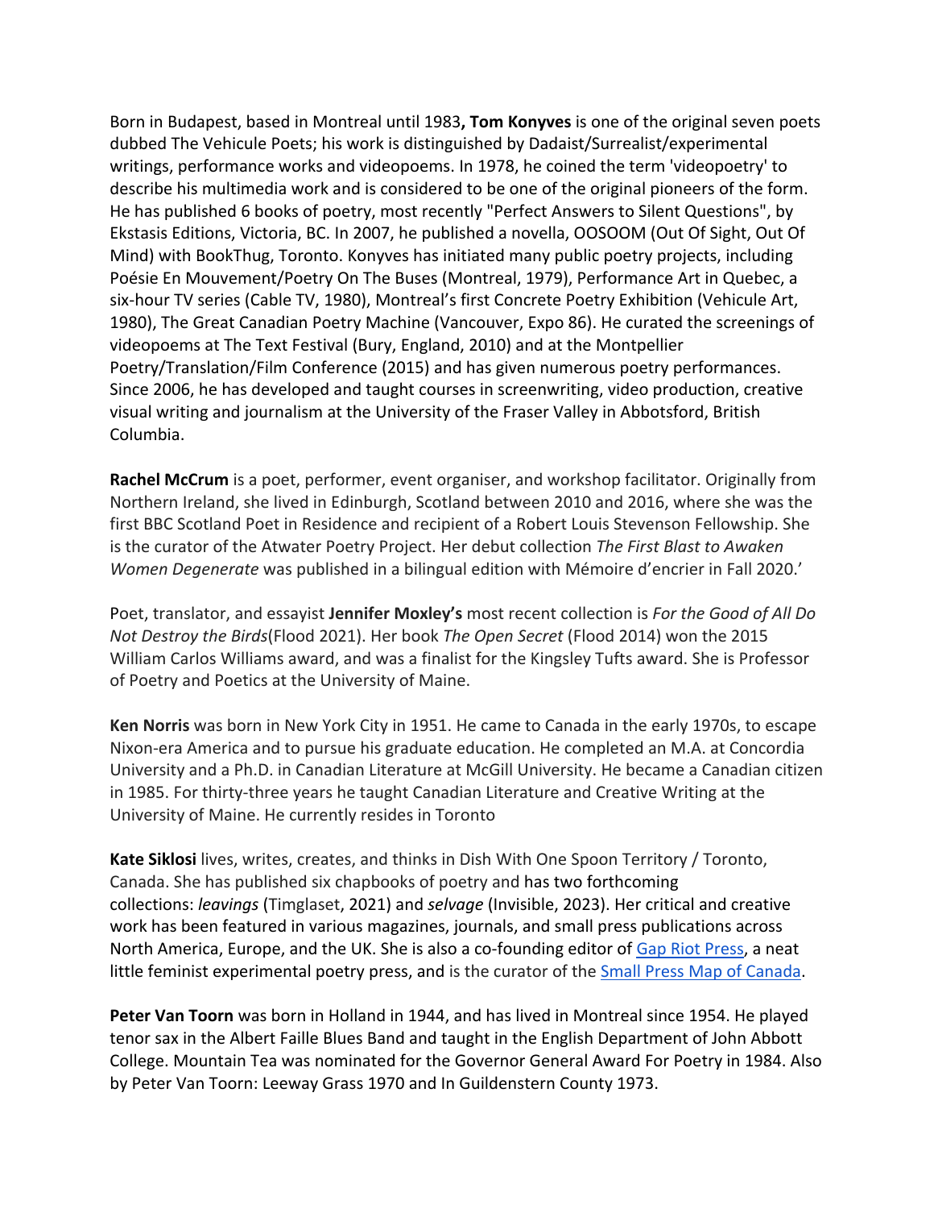Born in Budapest, based in Montreal until 1983**, Tom Konyves** is one of the original seven poets dubbed The Vehicule Poets; his work is distinguished by Dadaist/Surrealist/experimental writings, performance works and videopoems. In 1978, he coined the term 'videopoetry' to describe his multimedia work and is considered to be one of the original pioneers of the form. He has published 6 books of poetry, most recently "Perfect Answers to Silent Questions", by Ekstasis Editions, Victoria, BC. In 2007, he published a novella, OOSOOM (Out Of Sight, Out Of Mind) with BookThug, Toronto. Konyves has initiated many public poetry projects, including Poésie En Mouvement/Poetry On The Buses (Montreal, 1979), Performance Art in Quebec, a six-hour TV series (Cable TV, 1980), Montreal's first Concrete Poetry Exhibition (Vehicule Art, 1980), The Great Canadian Poetry Machine (Vancouver, Expo 86). He curated the screenings of videopoems at The Text Festival (Bury, England, 2010) and at the Montpellier Poetry/Translation/Film Conference (2015) and has given numerous poetry performances. Since 2006, he has developed and taught courses in screenwriting, video production, creative visual writing and journalism at the University of the Fraser Valley in Abbotsford, British Columbia.

**Rachel McCrum** is a poet, performer, event organiser, and workshop facilitator. Originally from Northern Ireland, she lived in Edinburgh, Scotland between 2010 and 2016, where she was the first BBC Scotland Poet in Residence and recipient of a Robert Louis Stevenson Fellowship. She is the curator of the Atwater Poetry Project. Her debut collection *The First Blast to Awaken Women Degenerate* was published in a bilingual edition with Mémoire d'encrier in Fall 2020.'

Poet, translator, and essayist **Jennifer Moxley's** most recent collection is *For the Good of All Do Not Destroy the Birds*(Flood 2021). Her book *The Open Secret* (Flood 2014) won the 2015 William Carlos Williams award, and was a finalist for the Kingsley Tufts award. She is Professor of Poetry and Poetics at the University of Maine.

**Ken Norris** was born in New York City in 1951. He came to Canada in the early 1970s, to escape Nixon-era America and to pursue his graduate education. He completed an M.A. at Concordia University and a Ph.D. in Canadian Literature at McGill University. He became a Canadian citizen in 1985. For thirty-three years he taught Canadian Literature and Creative Writing at the University of Maine. He currently resides in Toronto

**Kate Siklosi** lives, writes, creates, and thinks in Dish With One Spoon Territory / Toronto, Canada. She has published six chapbooks of poetry and has two forthcoming collections: *leavings* (Timglaset, 2021) and *selvage* (Invisible, 2023). Her critical and creative work has been featured in various magazines, journals, and small press publications across North America, Europe, and the UK. She is also a co-founding editor of Gap Riot Press, a neat little feminist experimental poetry press, and is the curator of the Small Press Map of Canada.

**Peter Van Toorn** was born in Holland in 1944, and has lived in Montreal since 1954. He played tenor sax in the Albert Faille Blues Band and taught in the English Department of John Abbott College. Mountain Tea was nominated for the Governor General Award For Poetry in 1984. Also by Peter Van Toorn: Leeway Grass 1970 and In Guildenstern County 1973.